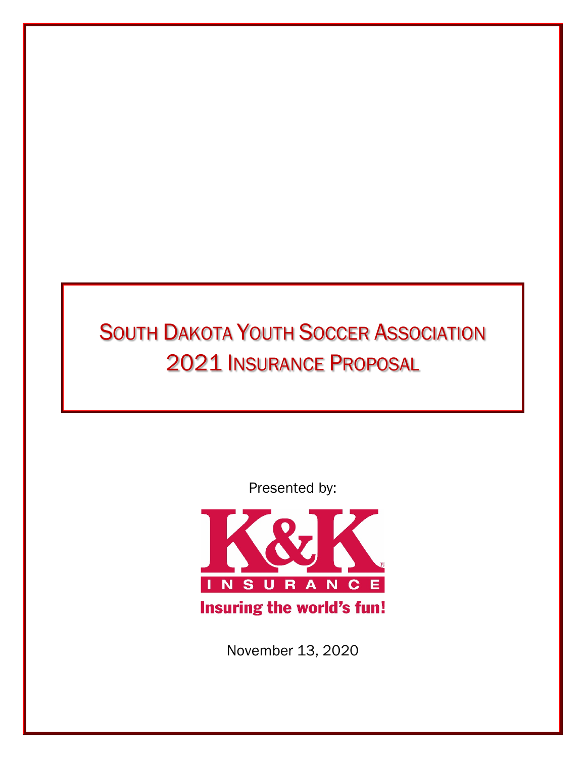# South Dakota Youth Soccer Association
# 2021 Insurance Proposal

Presented by:

K&K INSURANCE

Insuring the world's fun!

November 13, 2020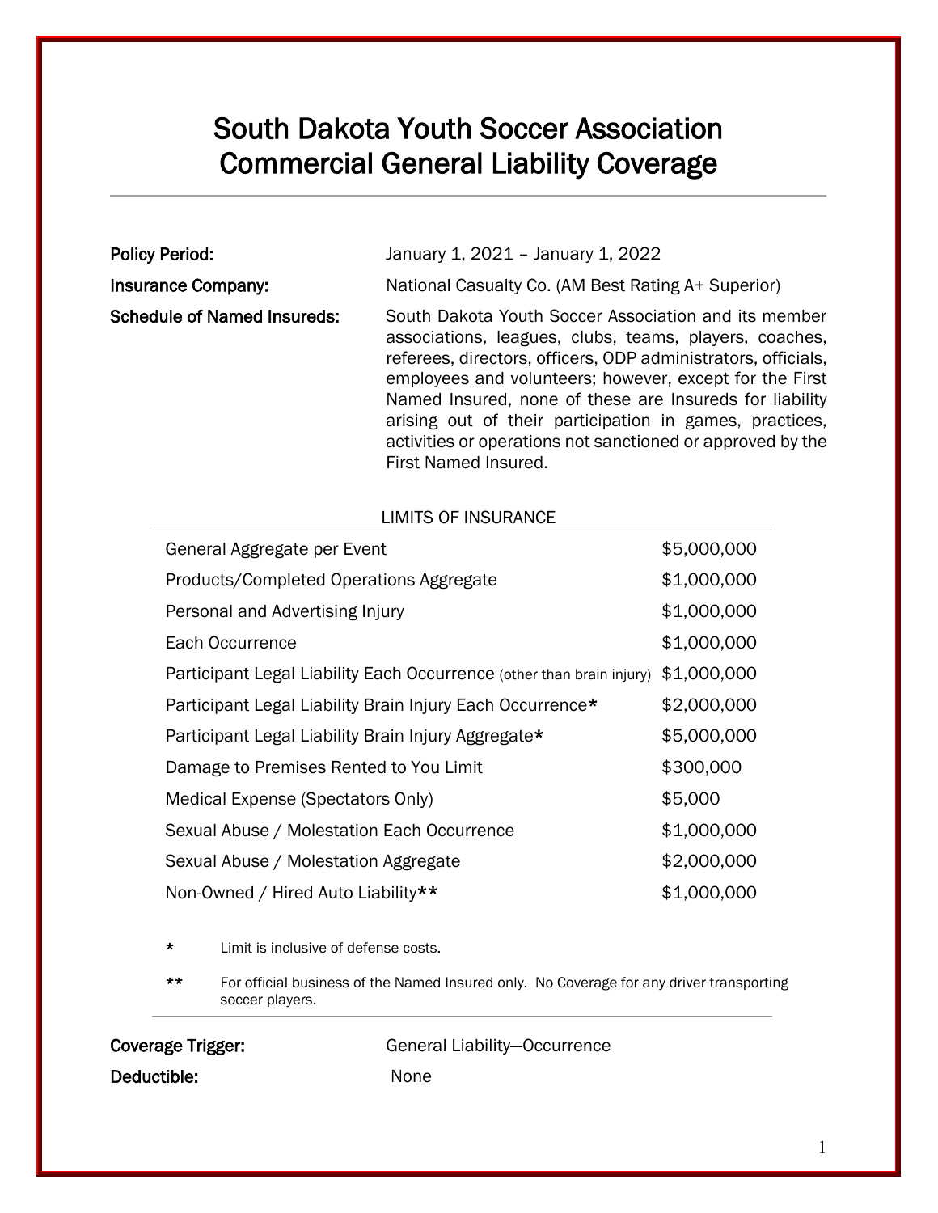# South Dakota Youth Soccer Association
# Commercial General Liability Coverage

**Policy Period:** January 1, 2021 – January 1, 2022

**Insurance Company:** National Casualty Co. (AM Best Rating A+ Superior)

**Schedule of Named Insureds:** South Dakota Youth Soccer Association and its member associations, leagues, clubs, teams, players, coaches, referees, directors, officers, ODP administrators, officials, employees and volunteers; however, except for the First Named Insured, none of these are Insureds for liability arising out of their participation in games, practices, activities or operations not sanctioned or approved by the First Named Insured.

| LIMITS OF INSURANCE | |
|---|---|
| General Aggregate per Event | $5,000,000 |
| Products/Completed Operations Aggregate | $1,000,000 |
| Personal and Advertising Injury | $1,000,000 |
| Each Occurrence | $1,000,000 |
| Participant Legal Liability Each Occurrence (other than brain injury) | $1,000,000 |
| Participant Legal Liability Brain Injury Each Occurrence* | $2,000,000 |
| Participant Legal Liability Brain Injury Aggregate* | $5,000,000 |
| Damage to Premises Rented to You Limit | $300,000 |
| Medical Expense (Spectators Only) | $5,000 |
| Sexual Abuse / Molestation Each Occurrence | $1,000,000 |
| Sexual Abuse / Molestation Aggregate | $2,000,000 |
| Non-Owned / Hired Auto Liability** | $1,000,000 |

\* Limit is inclusive of defense costs.

\** For official business of the Named Insured only. No Coverage for any driver transporting soccer players.

**Coverage Trigger:** General Liability—Occurrence

**Deductible:** None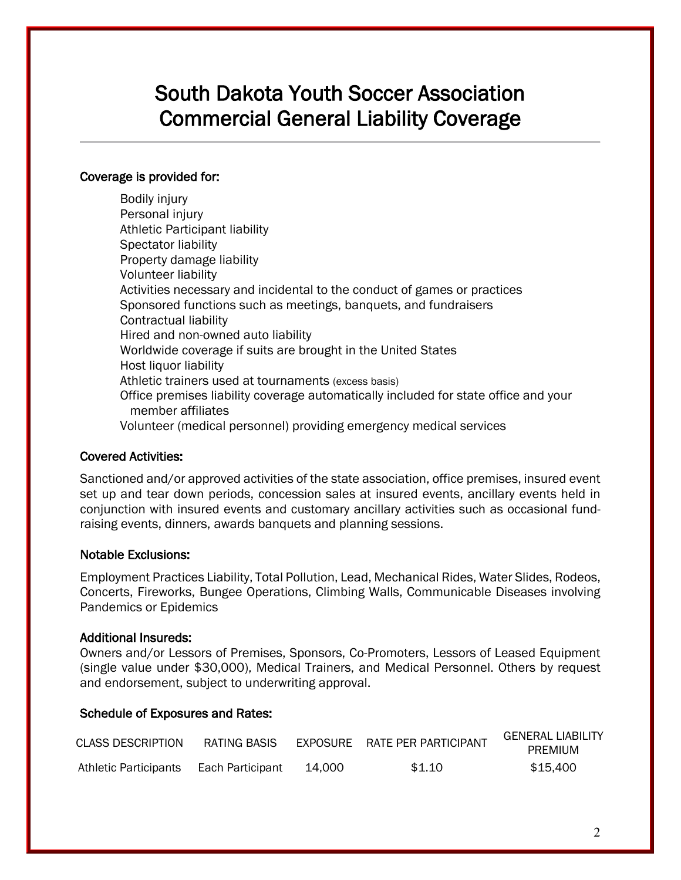# South Dakota Youth Soccer Association
# Commercial General Liability Coverage

**Coverage is provided for:**

- Bodily injury
- Personal injury
- Athletic Participant liability
- Spectator liability
- Property damage liability
- Volunteer liability
- Activities necessary and incidental to the conduct of games or practices
- Sponsored functions such as meetings, banquets, and fundraisers
- Contractual liability
- Hired and non-owned auto liability
- Worldwide coverage if suits are brought in the United States
- Host liquor liability
- Athletic trainers used at tournaments (excess basis)
- Office premises liability coverage automatically included for state office and your member affiliates
- Volunteer (medical personnel) providing emergency medical services

**Covered Activities:**

Sanctioned and/or approved activities of the state association, office premises, insured event set up and tear down periods, concession sales at insured events, ancillary events held in conjunction with insured events and customary ancillary activities such as occasional fund-raising events, dinners, awards banquets and planning sessions.

**Notable Exclusions:**

Employment Practices Liability, Total Pollution, Lead, Mechanical Rides, Water Slides, Rodeos, Concerts, Fireworks, Bungee Operations, Climbing Walls, Communicable Diseases involving Pandemics or Epidemics

**Additional Insureds:**

Owners and/or Lessors of Premises, Sponsors, Co-Promoters, Lessors of Leased Equipment (single value under $30,000), Medical Trainers, and Medical Personnel. Others by request and endorsement, subject to underwriting approval.

**Schedule of Exposures and Rates:**

| CLASS DESCRIPTION | RATING BASIS | EXPOSURE | RATE PER PARTICIPANT | GENERAL LIABILITY PREMIUM |
|---|---|---|---|---|
| Athletic Participants | Each Participant | 14,000 | $1.10 | $15,400 |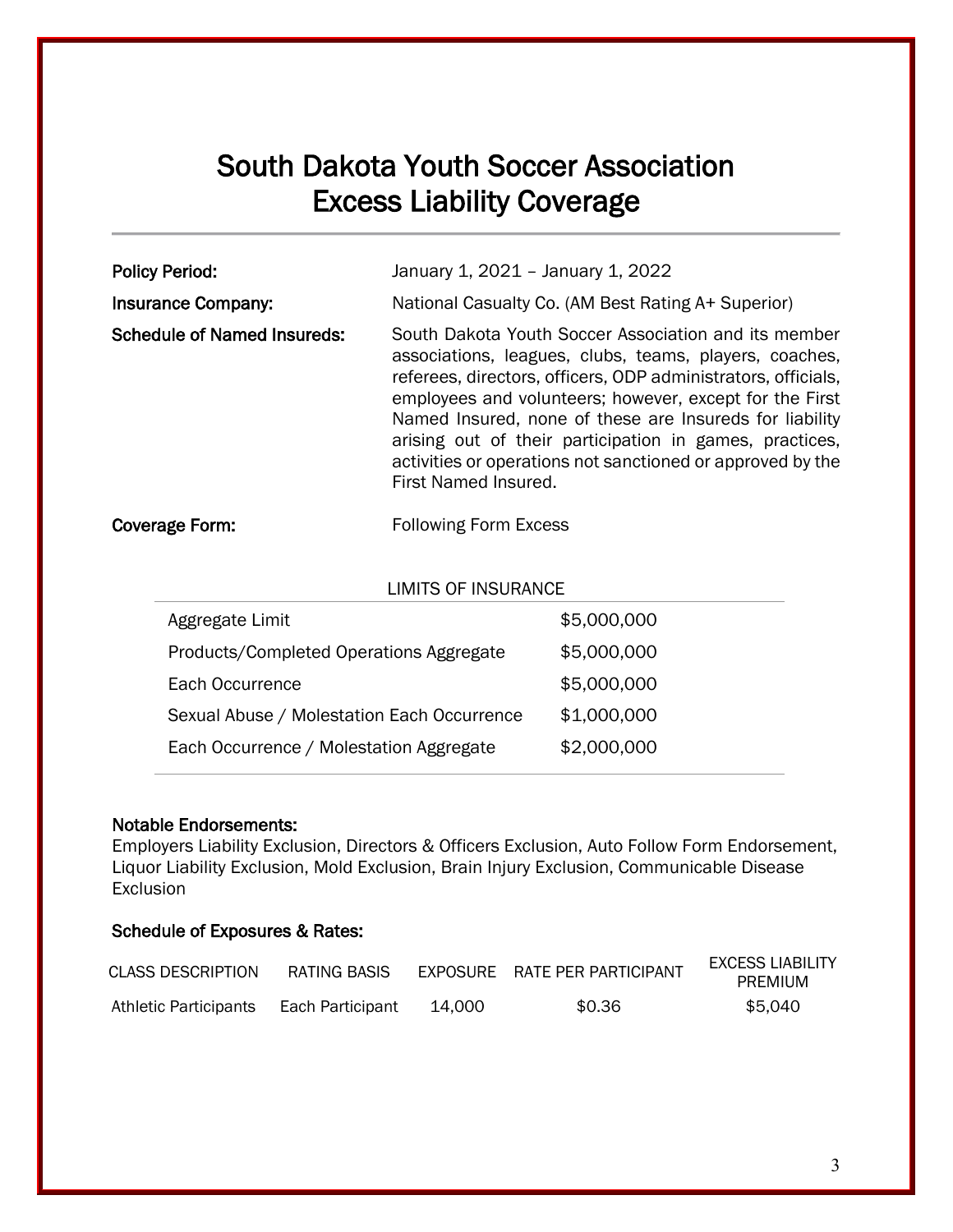# South Dakota Youth Soccer Association
# Excess Liability Coverage

**Policy Period:** January 1, 2021 – January 1, 2022

**Insurance Company:** National Casualty Co. (AM Best Rating A+ Superior)

**Schedule of Named Insureds:** South Dakota Youth Soccer Association and its member associations, leagues, clubs, teams, players, coaches, referees, directors, officers, ODP administrators, officials, employees and volunteers; however, except for the First Named Insured, none of these are Insureds for liability arising out of their participation in games, practices, activities or operations not sanctioned or approved by the First Named Insured.

**Coverage Form:** Following Form Excess

| LIMITS OF INSURANCE | |
|---|---|
| Aggregate Limit | $5,000,000 |
| Products/Completed Operations Aggregate | $5,000,000 |
| Each Occurrence | $5,000,000 |
| Sexual Abuse / Molestation Each Occurrence | $1,000,000 |
| Each Occurrence / Molestation Aggregate | $2,000,000 |

**Notable Endorsements:**
Employers Liability Exclusion, Directors & Officers Exclusion, Auto Follow Form Endorsement, Liquor Liability Exclusion, Mold Exclusion, Brain Injury Exclusion, Communicable Disease Exclusion

**Schedule of Exposures & Rates:**

| CLASS DESCRIPTION | RATING BASIS | EXPOSURE | RATE PER PARTICIPANT | EXCESS LIABILITY PREMIUM |
|---|---|---|---|---|
| Athletic Participants | Each Participant | 14,000 | $0.36 | $5,040 |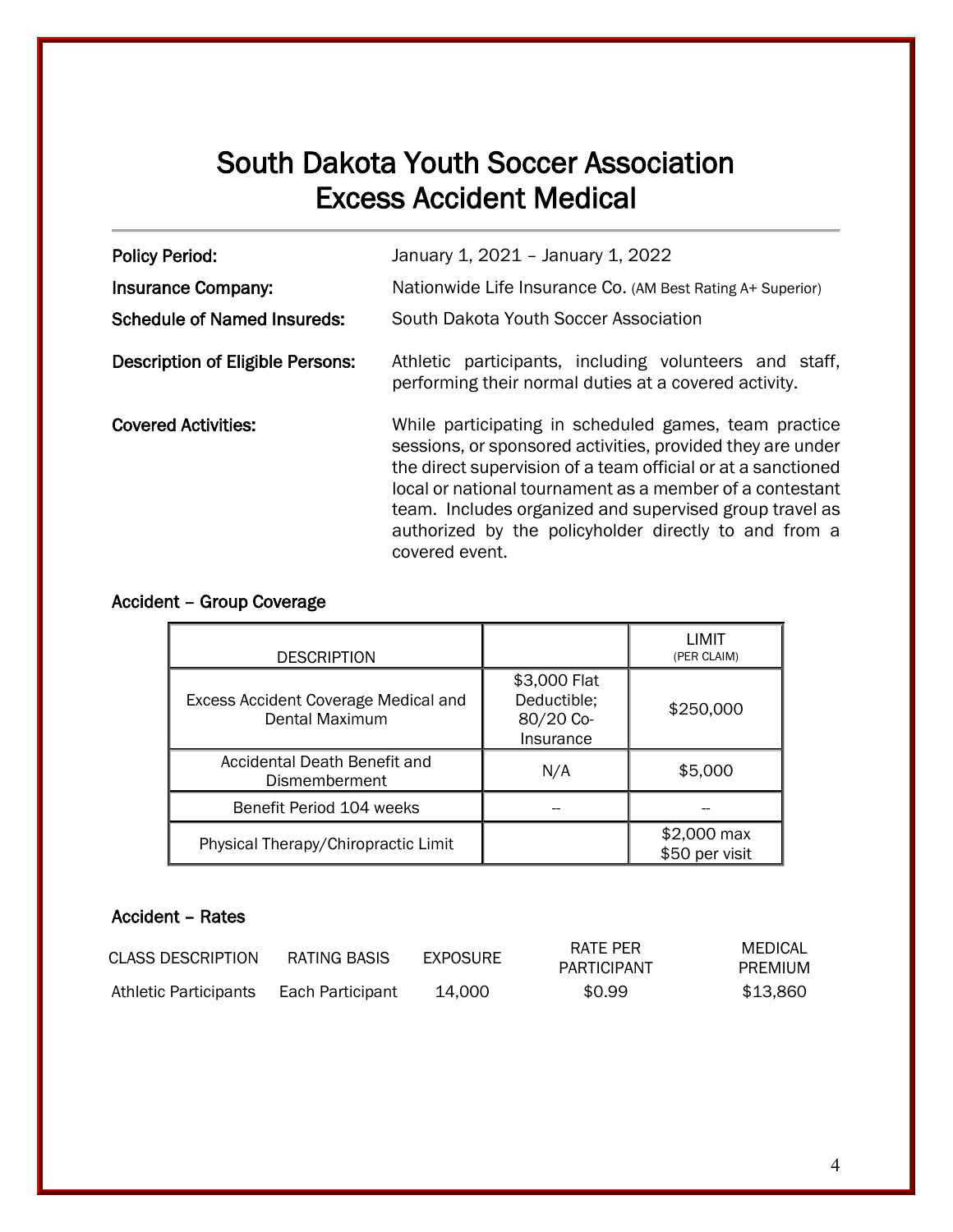# South Dakota Youth Soccer Association
# Excess Accident Medical

**Policy Period:** January 1, 2021 – January 1, 2022

**Insurance Company:** Nationwide Life Insurance Co. (AM Best Rating A+ Superior)

**Schedule of Named Insureds:** South Dakota Youth Soccer Association

**Description of Eligible Persons:** Athletic participants, including volunteers and staff, performing their normal duties at a covered activity.

**Covered Activities:** While participating in scheduled games, team practice sessions, or sponsored activities, provided they are under the direct supervision of a team official or at a sanctioned local or national tournament as a member of a contestant team. Includes organized and supervised group travel as authorized by the policyholder directly to and from a covered event.

## Accident – Group Coverage

| DESCRIPTION | | LIMIT (PER CLAIM) |
|---|---|---|
| Excess Accident Coverage Medical and Dental Maximum | $3,000 Flat Deductible; 80/20 Co-Insurance | $250,000 |
| Accidental Death Benefit and Dismemberment | N/A | $5,000 |
| Benefit Period 104 weeks | -- | -- |
| Physical Therapy/Chiropractic Limit | | $2,000 max $50 per visit |

## Accident – Rates

| CLASS DESCRIPTION | RATING BASIS | EXPOSURE | RATE PER PARTICIPANT | MEDICAL PREMIUM |
|---|---|---|---|---|
| Athletic Participants | Each Participant | 14,000 | $0.99 | $13,860 |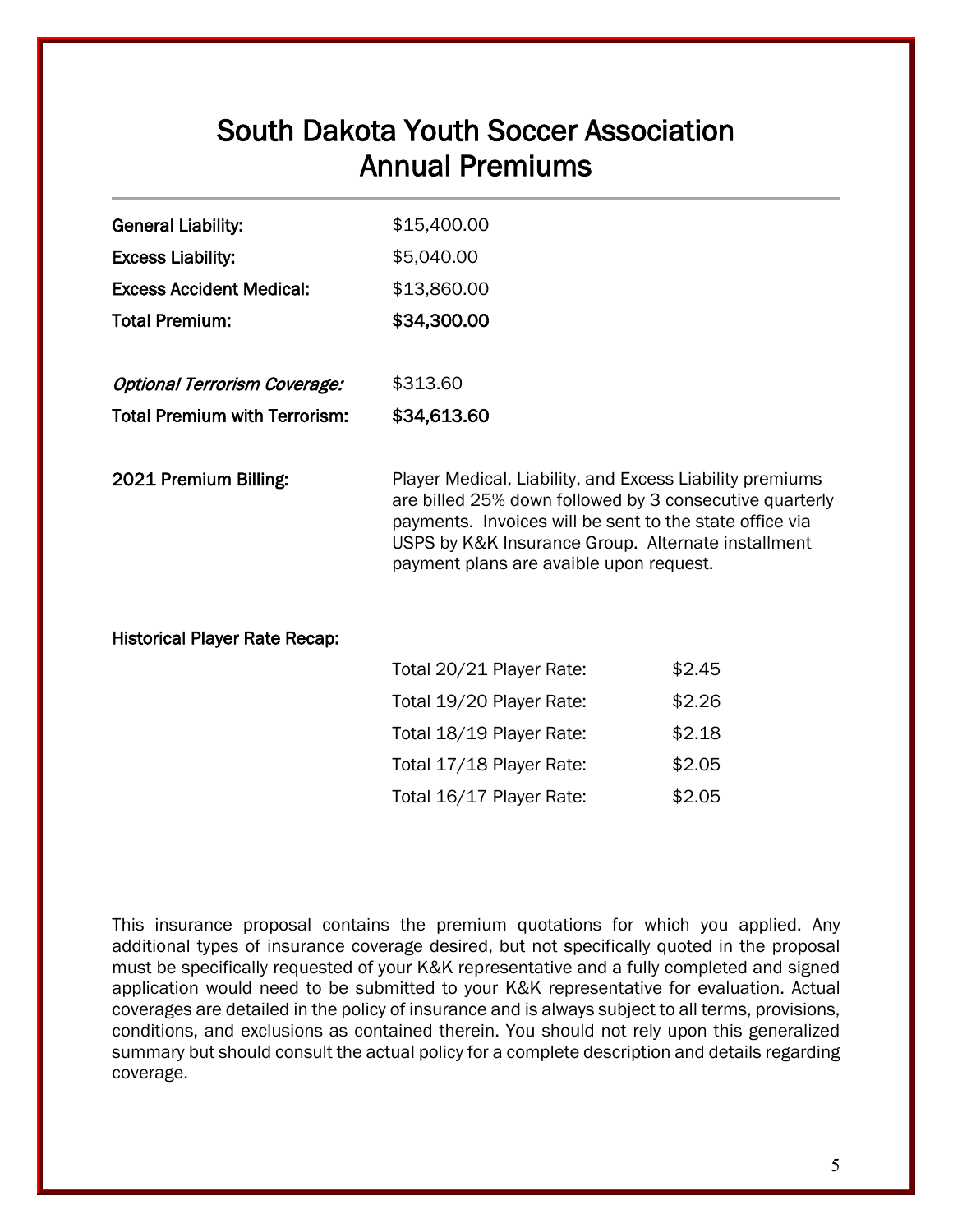# South Dakota Youth Soccer Association
# Annual Premiums

| | |
|---|---|
| **General Liability:** | $15,400.00 |
| **Excess Liability:** | $5,040.00 |
| **Excess Accident Medical:** | $13,860.00 |
| **Total Premium:** | **$34,300.00** |
| | |
| ***Optional Terrorism Coverage:*** | $313.60 |
| **Total Premium with Terrorism:** | **$34,613.60** |

**2021 Premium Billing:** Player Medical, Liability, and Excess Liability premiums are billed 25% down followed by 3 consecutive quarterly payments. Invoices will be sent to the state office via USPS by K&K Insurance Group. Alternate installment payment plans are avaible upon request.

**Historical Player Rate Recap:**

| | |
|---|---|
| Total 20/21 Player Rate: | $2.45 |
| Total 19/20 Player Rate: | $2.26 |
| Total 18/19 Player Rate: | $2.18 |
| Total 17/18 Player Rate: | $2.05 |
| Total 16/17 Player Rate: | $2.05 |

This insurance proposal contains the premium quotations for which you applied. Any additional types of insurance coverage desired, but not specifically quoted in the proposal must be specifically requested of your K&K representative and a fully completed and signed application would need to be submitted to your K&K representative for evaluation. Actual coverages are detailed in the policy of insurance and is always subject to all terms, provisions, conditions, and exclusions as contained therein. You should not rely upon this generalized summary but should consult the actual policy for a complete description and details regarding coverage.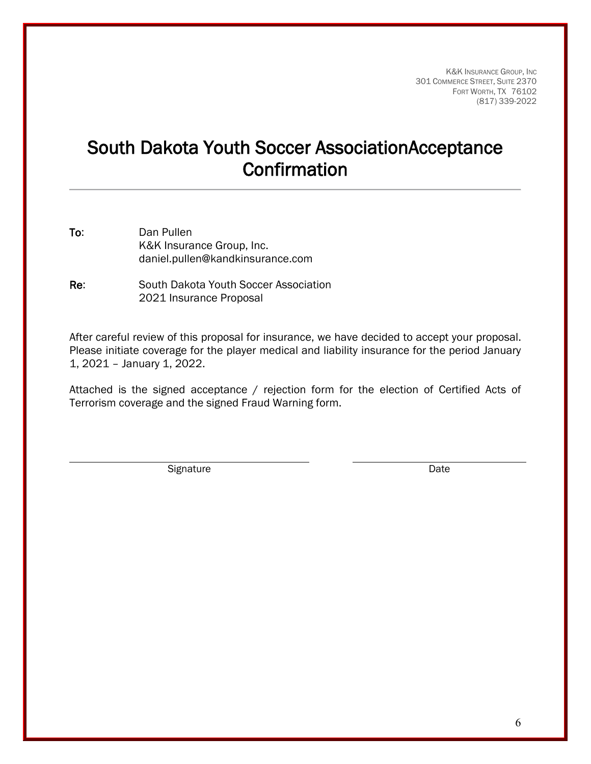K&K Insurance Group, Inc
301 Commerce Street, Suite 2370
Fort Worth, TX  76102
(817) 339-2022

# South Dakota Youth Soccer AssociationAcceptance Confirmation

**To**: Dan Pullen
K&K Insurance Group, Inc.
daniel.pullen@kandkinsurance.com

**Re**: South Dakota Youth Soccer Association
2021 Insurance Proposal

After careful review of this proposal for insurance, we have decided to accept your proposal. Please initiate coverage for the player medical and liability insurance for the period January 1, 2021 – January 1, 2022.

Attached is the signed acceptance / rejection form for the election of Certified Acts of Terrorism coverage and the signed Fraud Warning form.

\_\_\_\_\_\_\_\_\_\_\_\_\_\_\_\_\_\_\_\_\_\_\_\_\_\_\_\_\_\_\_\_ \_\_\_\_\_\_\_\_\_\_\_\_\_\_\_\_\_\_\_\_\_\_\_\_
Signature Date